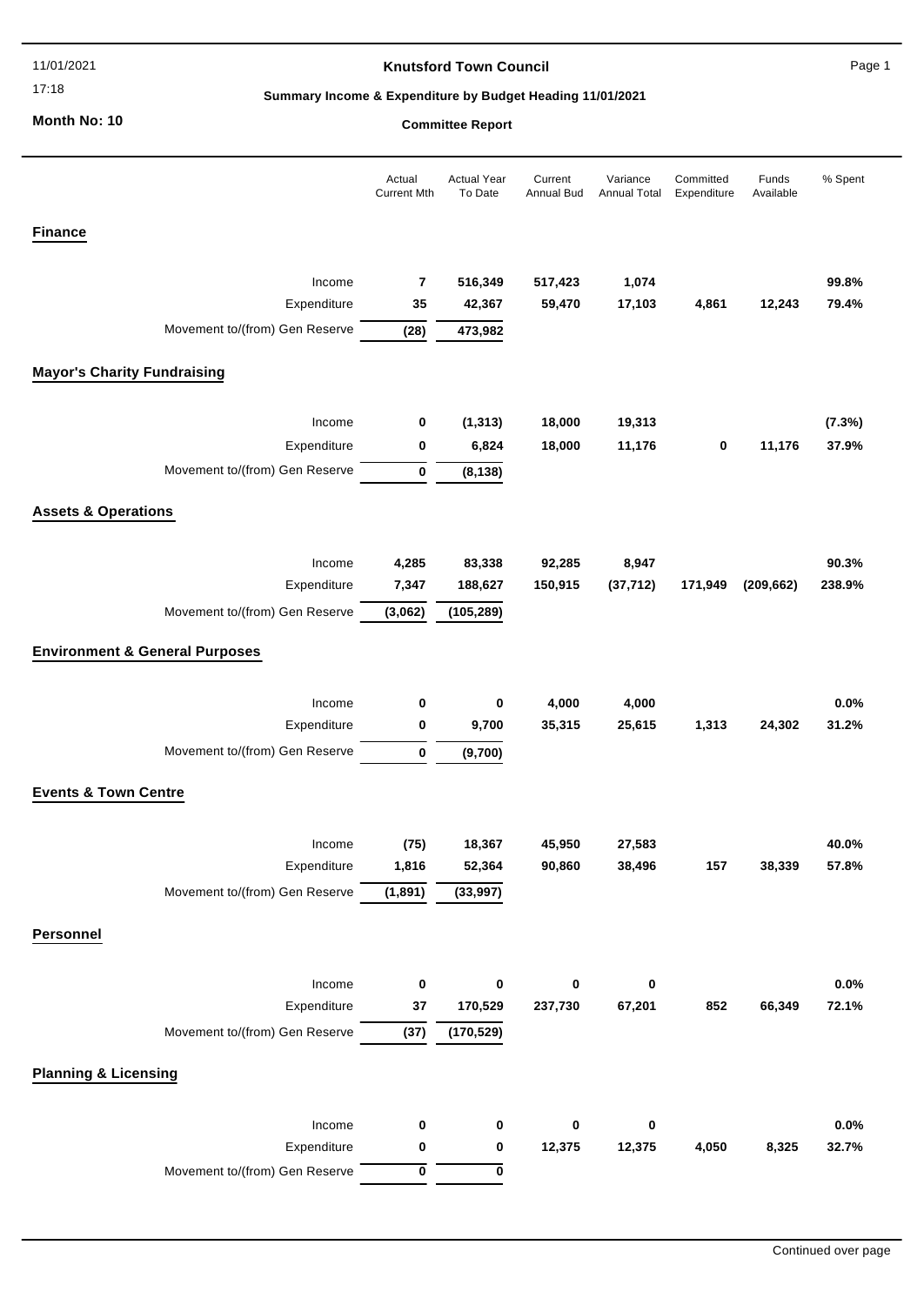# Knutsford Town Council

**Summary Income & Expenditure by Budget Heading 11/01/2021**

11/01/2021
17:18

**Month No: 10**

**Committee Report**

| | Actual Current Mth | Actual Year To Date | Current Annual Bud | Variance Annual Total | Committed Expenditure | Funds Available | % Spent |
|---|---|---|---|---|---|---|---|
| **Finance** | | | | | | | |
| Income | **7** | **516,349** | **517,423** | **1,074** | | | **99.8%** |
| Expenditure | **35** | **42,367** | **59,470** | **17,103** | **4,861** | **12,243** | **79.4%** |
| Movement to/(from) Gen Reserve | **(28)** | **473,982** | | | | | |
| **Mayor's Charity Fundraising** | | | | | | | |
| Income | **0** | **(1,313)** | **18,000** | **19,313** | | | **(7.3%)** |
| Expenditure | **0** | **6,824** | **18,000** | **11,176** | **0** | **11,176** | **37.9%** |
| Movement to/(from) Gen Reserve | **0** | **(8,138)** | | | | | |
| **Assets & Operations** | | | | | | | |
| Income | **4,285** | **83,338** | **92,285** | **8,947** | | | **90.3%** |
| Expenditure | **7,347** | **188,627** | **150,915** | **(37,712)** | **171,949** | **(209,662)** | **238.9%** |
| Movement to/(from) Gen Reserve | **(3,062)** | **(105,289)** | | | | | |
| **Environment & General Purposes** | | | | | | | |
| Income | **0** | **0** | **4,000** | **4,000** | | | **0.0%** |
| Expenditure | **0** | **9,700** | **35,315** | **25,615** | **1,313** | **24,302** | **31.2%** |
| Movement to/(from) Gen Reserve | **0** | **(9,700)** | | | | | |
| **Events & Town Centre** | | | | | | | |
| Income | **(75)** | **18,367** | **45,950** | **27,583** | | | **40.0%** |
| Expenditure | **1,816** | **52,364** | **90,860** | **38,496** | **157** | **38,339** | **57.8%** |
| Movement to/(from) Gen Reserve | **(1,891)** | **(33,997)** | | | | | |
| **Personnel** | | | | | | | |
| Income | **0** | **0** | **0** | **0** | | | **0.0%** |
| Expenditure | **37** | **170,529** | **237,730** | **67,201** | **852** | **66,349** | **72.1%** |
| Movement to/(from) Gen Reserve | **(37)** | **(170,529)** | | | | | |
| **Planning & Licensing** | | | | | | | |
| Income | **0** | **0** | **0** | **0** | | | **0.0%** |
| Expenditure | **0** | **0** | **12,375** | **12,375** | **4,050** | **8,325** | **32.7%** |
| Movement to/(from) Gen Reserve | **0** | **0** | | | | | |

Continued over page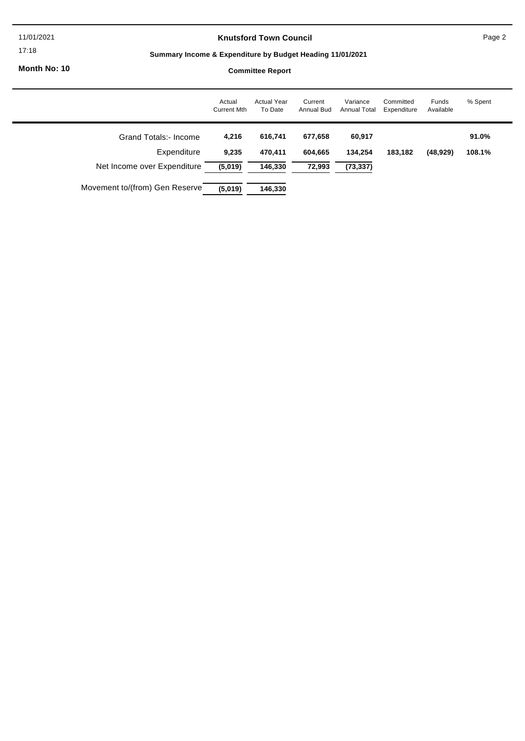**Knutsford Town Council**

**Summary Income & Expenditure by Budget Heading 11/01/2021**

**Month No: 10**

**Committee Report**

| | Actual Current Mth | Actual Year To Date | Current Annual Bud | Variance Annual Total | Committed Expenditure | Funds Available | % Spent |
|---|---|---|---|---|---|---|---|
| Grand Totals:- Income | **4,216** | **616,741** | **677,658** | **60,917** | | | **91.0%** |
| Expenditure | **9,235** | **470,411** | **604,665** | **134,254** | **183,182** | **(48,929)** | **108.1%** |
| Net Income over Expenditure | **(5,019)** | **146,330** | **72,993** | **(73,337)** | | | |
| Movement to/(from) Gen Reserve | **(5,019)** | **146,330** | | | | | |